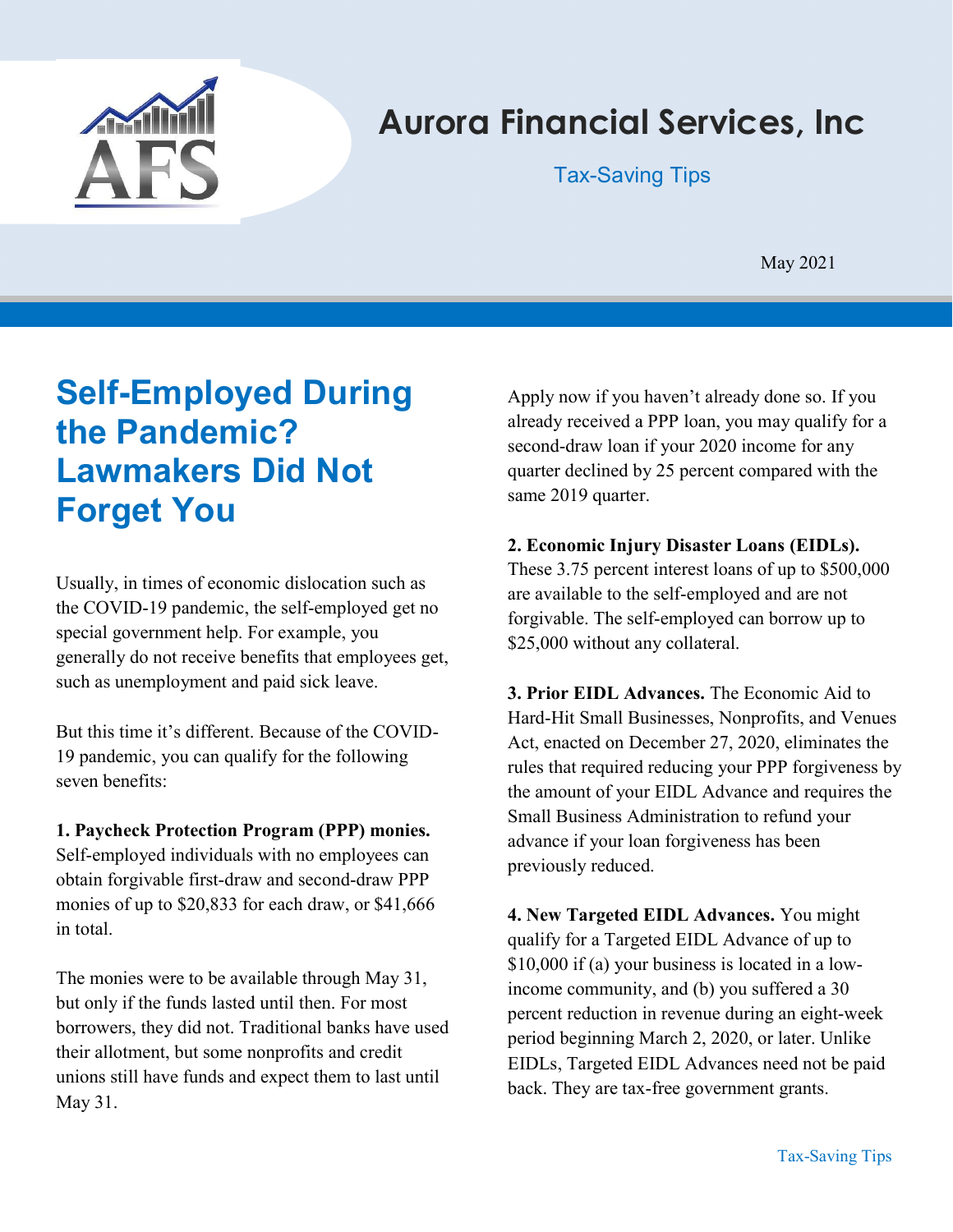# Aurora Financial Services, Inc

Tax-Saving Tips

May 2021

## Self-Employed During the Pandemic? Lawmakers Did Not Forget You

Usually, in times of economic dislocation such as the COVID-19 pandemic, the self-employed get no special government help. For example, you generally do not receive benefits that employees get, such as unemployment and paid sick leave.

But this time it's different. Because of the COVID-19 pandemic, you can qualify for the following seven benefits:

**1. Paycheck Protection Program (PPP) monies.** Self-employed individuals with no employees can obtain forgivable first-draw and second-draw PPP monies of up to $20,833 for each draw, or $41,666 in total.

The monies were to be available through May 31, but only if the funds lasted until then. For most borrowers, they did not. Traditional banks have used their allotment, but some nonprofits and credit unions still have funds and expect them to last until May 31.

Apply now if you haven't already done so. If you already received a PPP loan, you may qualify for a second-draw loan if your 2020 income for any quarter declined by 25 percent compared with the same 2019 quarter.

**2. Economic Injury Disaster Loans (EIDLs).** These 3.75 percent interest loans of up to $500,000 are available to the self-employed and are not forgivable. The self-employed can borrow up to $25,000 without any collateral.

**3. Prior EIDL Advances.** The Economic Aid to Hard-Hit Small Businesses, Nonprofits, and Venues Act, enacted on December 27, 2020, eliminates the rules that required reducing your PPP forgiveness by the amount of your EIDL Advance and requires the Small Business Administration to refund your advance if your loan forgiveness has been previously reduced.

**4. New Targeted EIDL Advances.** You might qualify for a Targeted EIDL Advance of up to $10,000 if (a) your business is located in a low-income community, and (b) you suffered a 30 percent reduction in revenue during an eight-week period beginning March 2, 2020, or later. Unlike EIDLs, Targeted EIDL Advances need not be paid back. They are tax-free government grants.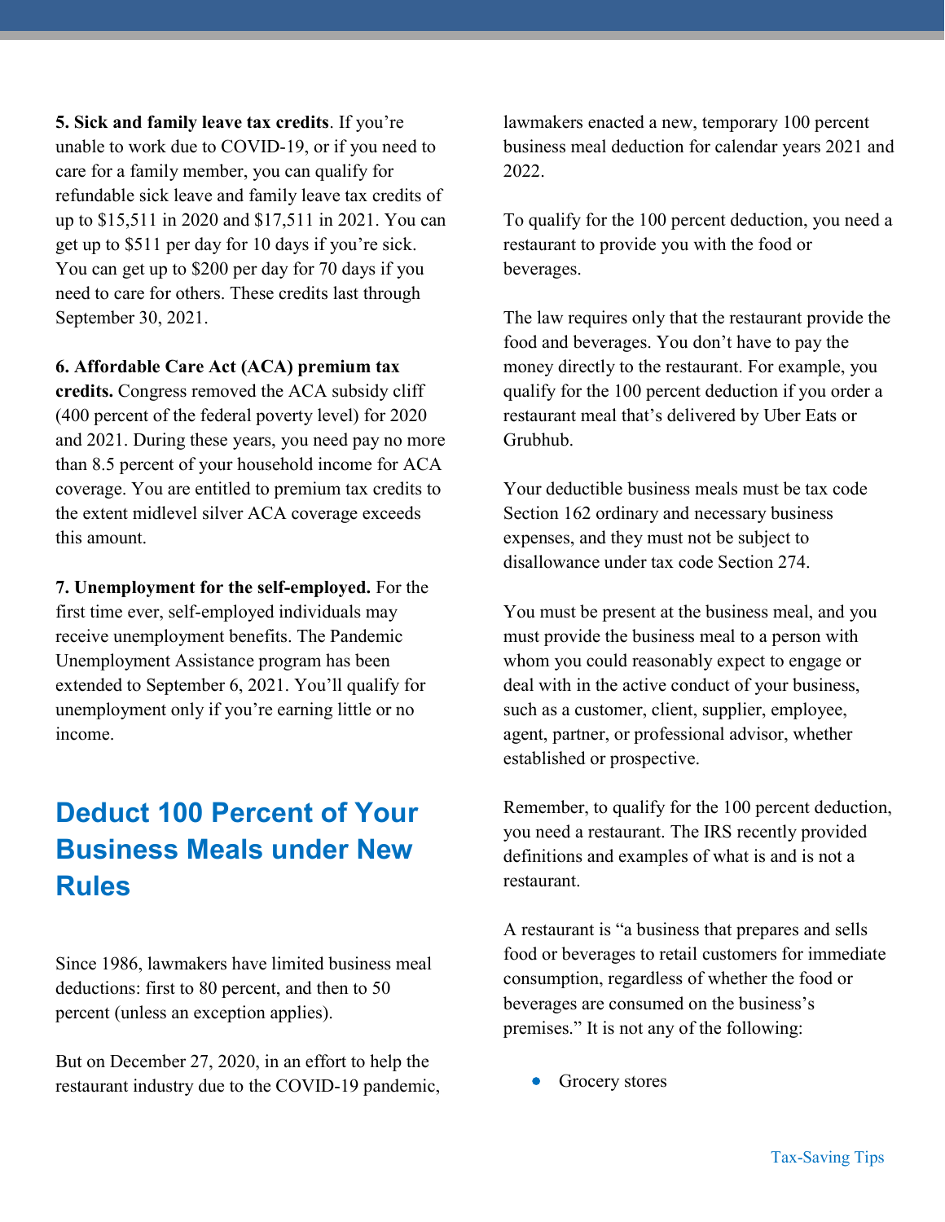**5. Sick and family leave tax credits**. If you're unable to work due to COVID-19, or if you need to care for a family member, you can qualify for refundable sick leave and family leave tax credits of up to $15,511 in 2020 and $17,511 in 2021. You can get up to $511 per day for 10 days if you're sick. You can get up to $200 per day for 70 days if you need to care for others. These credits last through September 30, 2021.

**6. Affordable Care Act (ACA) premium tax credits.** Congress removed the ACA subsidy cliff (400 percent of the federal poverty level) for 2020 and 2021. During these years, you need pay no more than 8.5 percent of your household income for ACA coverage. You are entitled to premium tax credits to the extent midlevel silver ACA coverage exceeds this amount.

**7. Unemployment for the self-employed.** For the first time ever, self-employed individuals may receive unemployment benefits. The Pandemic Unemployment Assistance program has been extended to September 6, 2021. You'll qualify for unemployment only if you're earning little or no income.

## Deduct 100 Percent of Your Business Meals under New Rules

Since 1986, lawmakers have limited business meal deductions: first to 80 percent, and then to 50 percent (unless an exception applies).

But on December 27, 2020, in an effort to help the restaurant industry due to the COVID-19 pandemic, lawmakers enacted a new, temporary 100 percent business meal deduction for calendar years 2021 and 2022.

To qualify for the 100 percent deduction, you need a restaurant to provide you with the food or beverages.

The law requires only that the restaurant provide the food and beverages. You don't have to pay the money directly to the restaurant. For example, you qualify for the 100 percent deduction if you order a restaurant meal that's delivered by Uber Eats or Grubhub.

Your deductible business meals must be tax code Section 162 ordinary and necessary business expenses, and they must not be subject to disallowance under tax code Section 274.

You must be present at the business meal, and you must provide the business meal to a person with whom you could reasonably expect to engage or deal with in the active conduct of your business, such as a customer, client, supplier, employee, agent, partner, or professional advisor, whether established or prospective.

Remember, to qualify for the 100 percent deduction, you need a restaurant. The IRS recently provided definitions and examples of what is and is not a restaurant.

A restaurant is "a business that prepares and sells food or beverages to retail customers for immediate consumption, regardless of whether the food or beverages are consumed on the business's premises." It is not any of the following:

- Grocery stores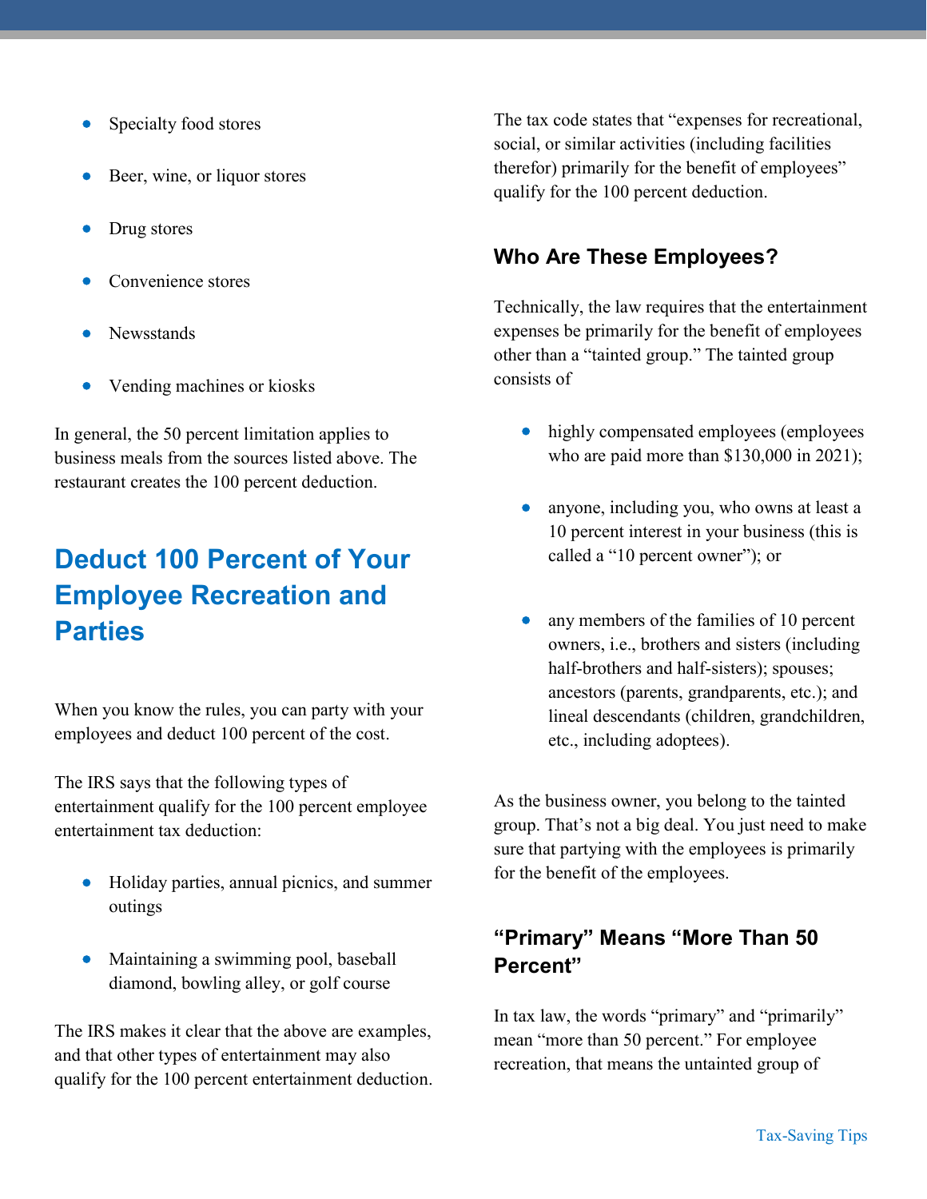- Specialty food stores
- Beer, wine, or liquor stores
- Drug stores
- Convenience stores
- Newsstands
- Vending machines or kiosks

In general, the 50 percent limitation applies to business meals from the sources listed above. The restaurant creates the 100 percent deduction.

## Deduct 100 Percent of Your Employee Recreation and Parties

When you know the rules, you can party with your employees and deduct 100 percent of the cost.

The IRS says that the following types of entertainment qualify for the 100 percent employee entertainment tax deduction:

- Holiday parties, annual picnics, and summer outings
- Maintaining a swimming pool, baseball diamond, bowling alley, or golf course

The IRS makes it clear that the above are examples, and that other types of entertainment may also qualify for the 100 percent entertainment deduction.

The tax code states that "expenses for recreational, social, or similar activities (including facilities therefor) primarily for the benefit of employees" qualify for the 100 percent deduction.

### Who Are These Employees?

Technically, the law requires that the entertainment expenses be primarily for the benefit of employees other than a "tainted group." The tainted group consists of

- highly compensated employees (employees who are paid more than $130,000 in 2021);
- anyone, including you, who owns at least a 10 percent interest in your business (this is called a "10 percent owner"); or
- any members of the families of 10 percent owners, i.e., brothers and sisters (including half-brothers and half-sisters); spouses; ancestors (parents, grandparents, etc.); and lineal descendants (children, grandchildren, etc., including adoptees).

As the business owner, you belong to the tainted group. That's not a big deal. You just need to make sure that partying with the employees is primarily for the benefit of the employees.

### "Primary" Means "More Than 50 Percent"

In tax law, the words "primary" and "primarily" mean "more than 50 percent." For employee recreation, that means the untainted group of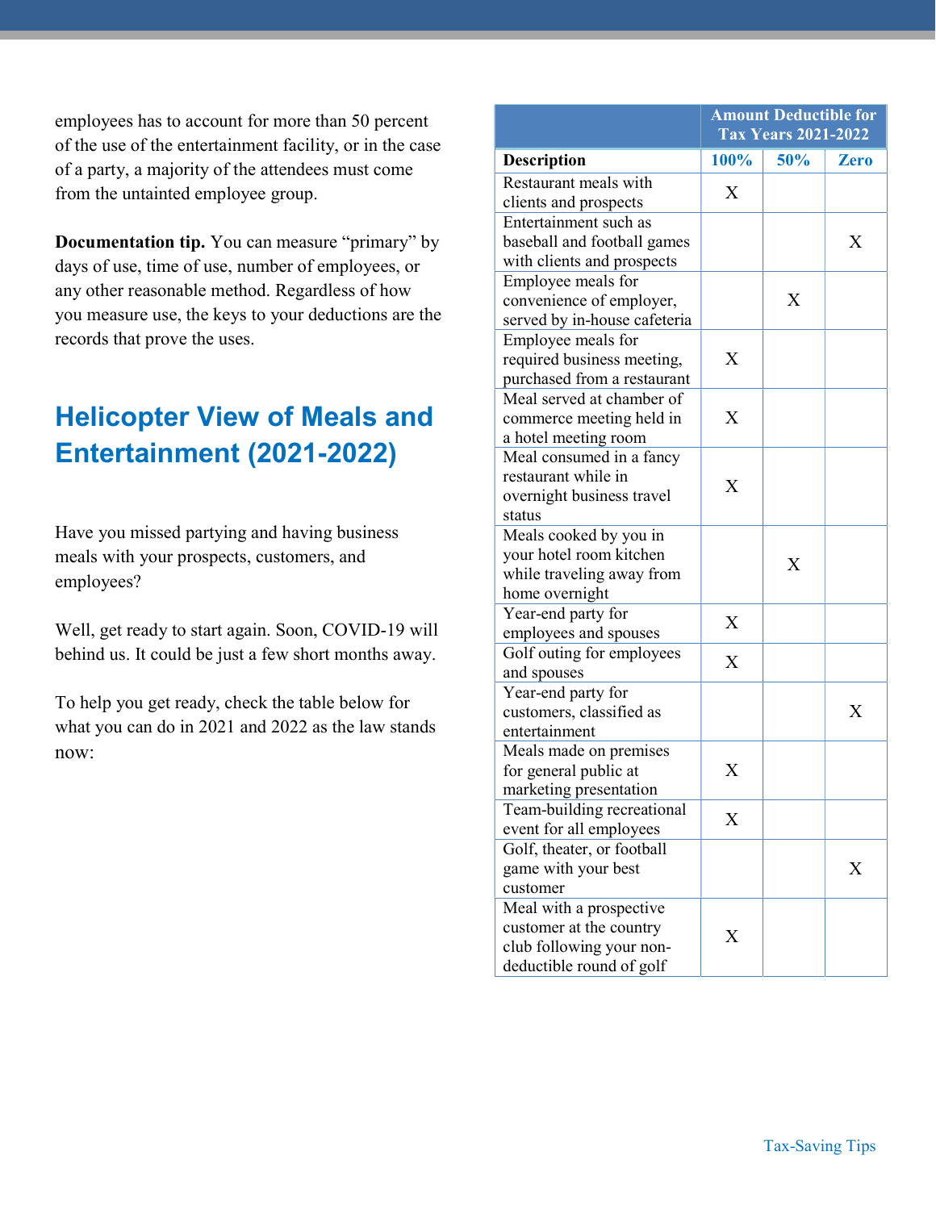employees has to account for more than 50 percent of the use of the entertainment facility, or in the case of a party, a majority of the attendees must come from the untainted employee group.

**Documentation tip.** You can measure "primary" by days of use, time of use, number of employees, or any other reasonable method. Regardless of how you measure use, the keys to your deductions are the records that prove the uses.

## Helicopter View of Meals and Entertainment (2021-2022)

Have you missed partying and having business meals with your prospects, customers, and employees?

Well, get ready to start again. Soon, COVID-19 will behind us. It could be just a few short months away.

To help you get ready, check the table below for what you can do in 2021 and 2022 as the law stands now:

| | Amount Deductible for Tax Years 2021-2022 | | |
|---|---|---|---|
| **Description** | **100%** | **50%** | **Zero** |
| Restaurant meals with clients and prospects | X | | |
| Entertainment such as baseball and football games with clients and prospects | | | X |
| Employee meals for convenience of employer, served by in-house cafeteria | | X | |
| Employee meals for required business meeting, purchased from a restaurant | X | | |
| Meal served at chamber of commerce meeting held in a hotel meeting room | X | | |
| Meal consumed in a fancy restaurant while in overnight business travel status | X | | |
| Meals cooked by you in your hotel room kitchen while traveling away from home overnight | | X | |
| Year-end party for employees and spouses | X | | |
| Golf outing for employees and spouses | X | | |
| Year-end party for customers, classified as entertainment | | | X |
| Meals made on premises for general public at marketing presentation | X | | |
| Team-building recreational event for all employees | X | | |
| Golf, theater, or football game with your best customer | | | X |
| Meal with a prospective customer at the country club following your non-deductible round of golf | X | | |